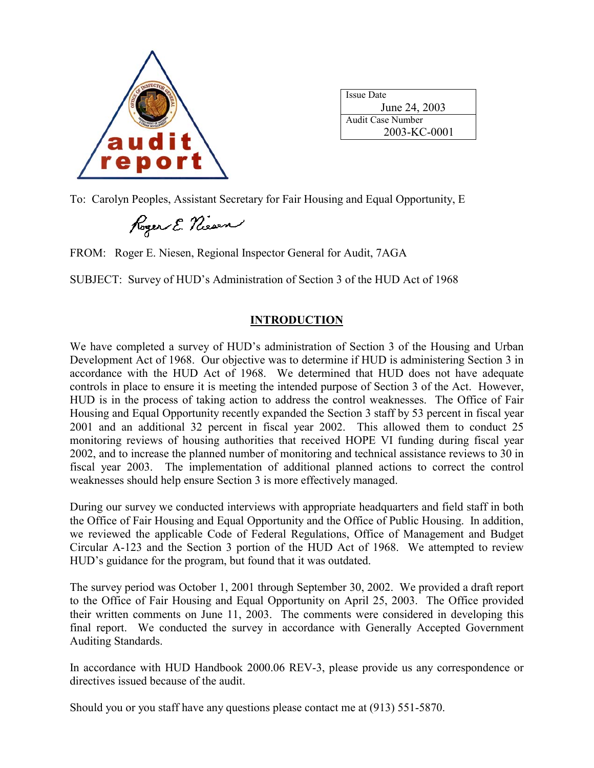audit report

| Issue Date |
|---|
| June 24, 2003 |
| Audit Case Number |
| 2003-KC-0001 |

To: Carolyn Peoples, Assistant Secretary for Fair Housing and Equal Opportunity, E

Roger E. Niesen

FROM: Roger E. Niesen, Regional Inspector General for Audit, 7AGA

SUBJECT: Survey of HUD's Administration of Section 3 of the HUD Act of 1968

## INTRODUCTION

We have completed a survey of HUD's administration of Section 3 of the Housing and Urban Development Act of 1968. Our objective was to determine if HUD is administering Section 3 in accordance with the HUD Act of 1968. We determined that HUD does not have adequate controls in place to ensure it is meeting the intended purpose of Section 3 of the Act. However, HUD is in the process of taking action to address the control weaknesses. The Office of Fair Housing and Equal Opportunity recently expanded the Section 3 staff by 53 percent in fiscal year 2001 and an additional 32 percent in fiscal year 2002. This allowed them to conduct 25 monitoring reviews of housing authorities that received HOPE VI funding during fiscal year 2002, and to increase the planned number of monitoring and technical assistance reviews to 30 in fiscal year 2003. The implementation of additional planned actions to correct the control weaknesses should help ensure Section 3 is more effectively managed.

During our survey we conducted interviews with appropriate headquarters and field staff in both the Office of Fair Housing and Equal Opportunity and the Office of Public Housing. In addition, we reviewed the applicable Code of Federal Regulations, Office of Management and Budget Circular A-123 and the Section 3 portion of the HUD Act of 1968. We attempted to review HUD's guidance for the program, but found that it was outdated.

The survey period was October 1, 2001 through September 30, 2002. We provided a draft report to the Office of Fair Housing and Equal Opportunity on April 25, 2003. The Office provided their written comments on June 11, 2003. The comments were considered in developing this final report. We conducted the survey in accordance with Generally Accepted Government Auditing Standards.

In accordance with HUD Handbook 2000.06 REV-3, please provide us any correspondence or directives issued because of the audit.

Should you or you staff have any questions please contact me at (913) 551-5870.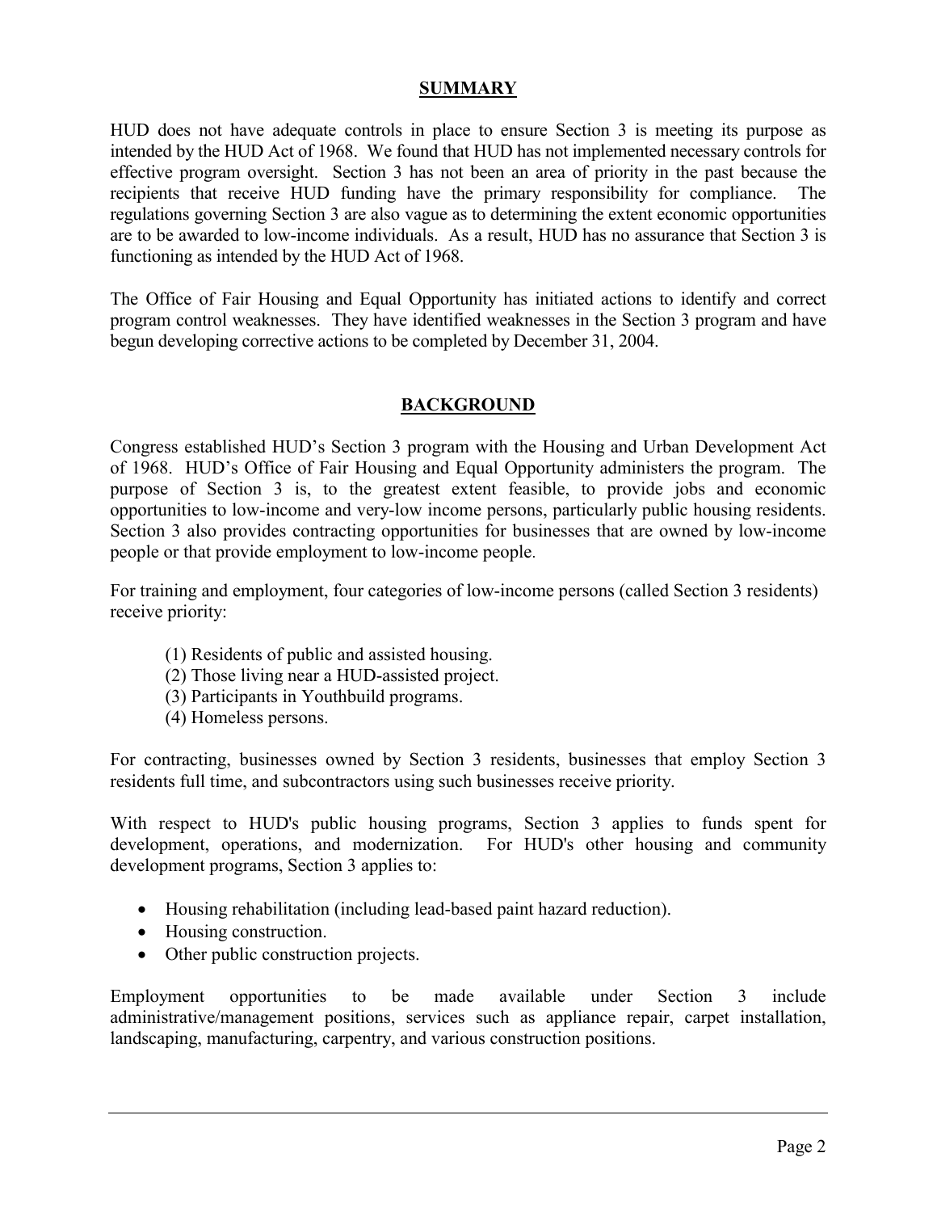## SUMMARY

HUD does not have adequate controls in place to ensure Section 3 is meeting its purpose as intended by the HUD Act of 1968. We found that HUD has not implemented necessary controls for effective program oversight. Section 3 has not been an area of priority in the past because the recipients that receive HUD funding have the primary responsibility for compliance. The regulations governing Section 3 are also vague as to determining the extent economic opportunities are to be awarded to low-income individuals. As a result, HUD has no assurance that Section 3 is functioning as intended by the HUD Act of 1968.

The Office of Fair Housing and Equal Opportunity has initiated actions to identify and correct program control weaknesses. They have identified weaknesses in the Section 3 program and have begun developing corrective actions to be completed by December 31, 2004.

## BACKGROUND

Congress established HUD's Section 3 program with the Housing and Urban Development Act of 1968. HUD's Office of Fair Housing and Equal Opportunity administers the program. The purpose of Section 3 is, to the greatest extent feasible, to provide jobs and economic opportunities to low-income and very-low income persons, particularly public housing residents. Section 3 also provides contracting opportunities for businesses that are owned by low-income people or that provide employment to low-income people.

For training and employment, four categories of low-income persons (called Section 3 residents) receive priority:

(1) Residents of public and assisted housing.
(2) Those living near a HUD-assisted project.
(3) Participants in Youthbuild programs.
(4) Homeless persons.

For contracting, businesses owned by Section 3 residents, businesses that employ Section 3 residents full time, and subcontractors using such businesses receive priority.

With respect to HUD's public housing programs, Section 3 applies to funds spent for development, operations, and modernization. For HUD's other housing and community development programs, Section 3 applies to:

- Housing rehabilitation (including lead-based paint hazard reduction).
- Housing construction.
- Other public construction projects.

Employment opportunities to be made available under Section 3 include administrative/management positions, services such as appliance repair, carpet installation, landscaping, manufacturing, carpentry, and various construction positions.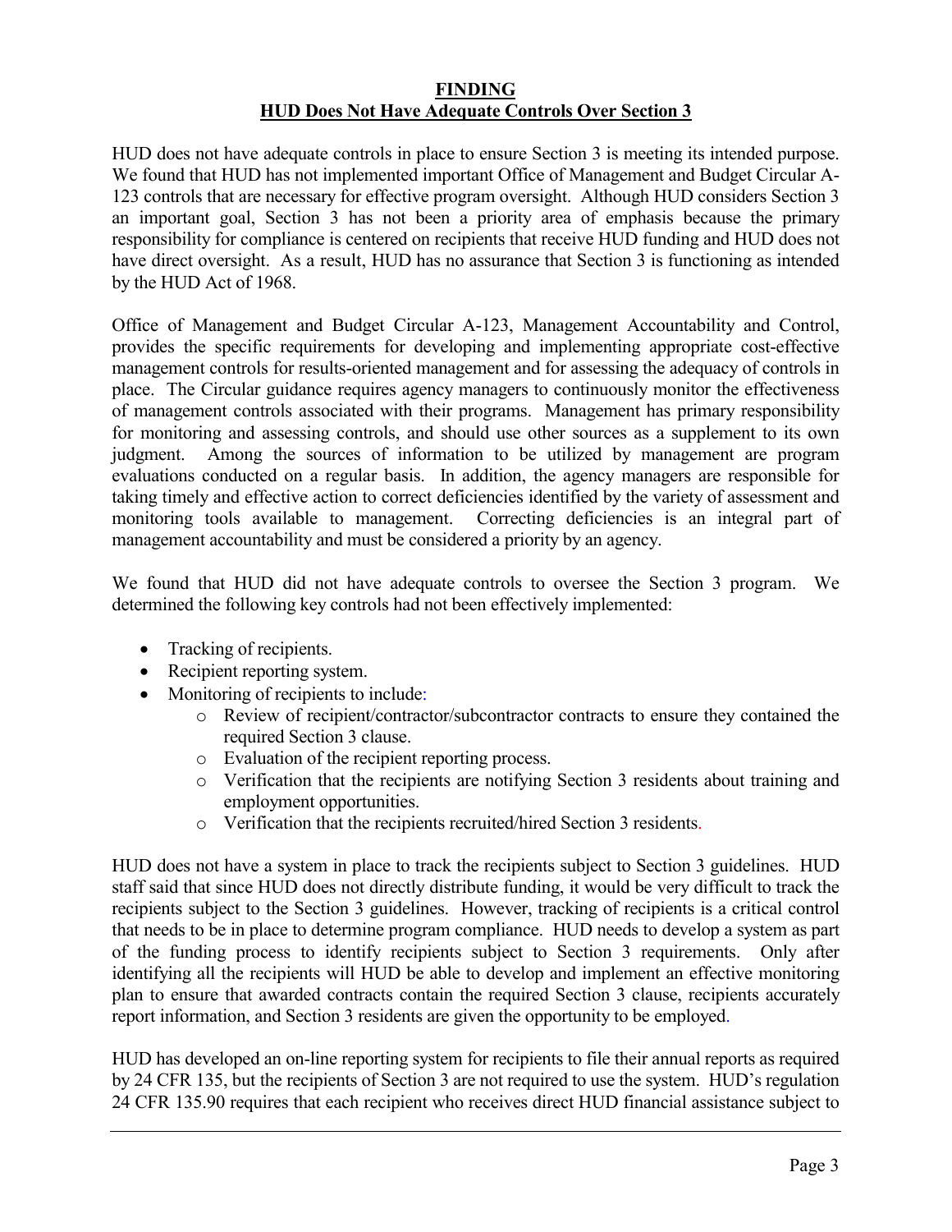# FINDING
## HUD Does Not Have Adequate Controls Over Section 3

HUD does not have adequate controls in place to ensure Section 3 is meeting its intended purpose. We found that HUD has not implemented important Office of Management and Budget Circular A-123 controls that are necessary for effective program oversight. Although HUD considers Section 3 an important goal, Section 3 has not been a priority area of emphasis because the primary responsibility for compliance is centered on recipients that receive HUD funding and HUD does not have direct oversight. As a result, HUD has no assurance that Section 3 is functioning as intended by the HUD Act of 1968.

Office of Management and Budget Circular A-123, Management Accountability and Control, provides the specific requirements for developing and implementing appropriate cost-effective management controls for results-oriented management and for assessing the adequacy of controls in place. The Circular guidance requires agency managers to continuously monitor the effectiveness of management controls associated with their programs. Management has primary responsibility for monitoring and assessing controls, and should use other sources as a supplement to its own judgment. Among the sources of information to be utilized by management are program evaluations conducted on a regular basis. In addition, the agency managers are responsible for taking timely and effective action to correct deficiencies identified by the variety of assessment and monitoring tools available to management. Correcting deficiencies is an integral part of management accountability and must be considered a priority by an agency.

We found that HUD did not have adequate controls to oversee the Section 3 program. We determined the following key controls had not been effectively implemented:

- Tracking of recipients.
- Recipient reporting system.
- Monitoring of recipients to include:
  - Review of recipient/contractor/subcontractor contracts to ensure they contained the required Section 3 clause.
  - Evaluation of the recipient reporting process.
  - Verification that the recipients are notifying Section 3 residents about training and employment opportunities.
  - Verification that the recipients recruited/hired Section 3 residents.

HUD does not have a system in place to track the recipients subject to Section 3 guidelines. HUD staff said that since HUD does not directly distribute funding, it would be very difficult to track the recipients subject to the Section 3 guidelines. However, tracking of recipients is a critical control that needs to be in place to determine program compliance. HUD needs to develop a system as part of the funding process to identify recipients subject to Section 3 requirements. Only after identifying all the recipients will HUD be able to develop and implement an effective monitoring plan to ensure that awarded contracts contain the required Section 3 clause, recipients accurately report information, and Section 3 residents are given the opportunity to be employed.

HUD has developed an on-line reporting system for recipients to file their annual reports as required by 24 CFR 135, but the recipients of Section 3 are not required to use the system. HUD's regulation 24 CFR 135.90 requires that each recipient who receives direct HUD financial assistance subject to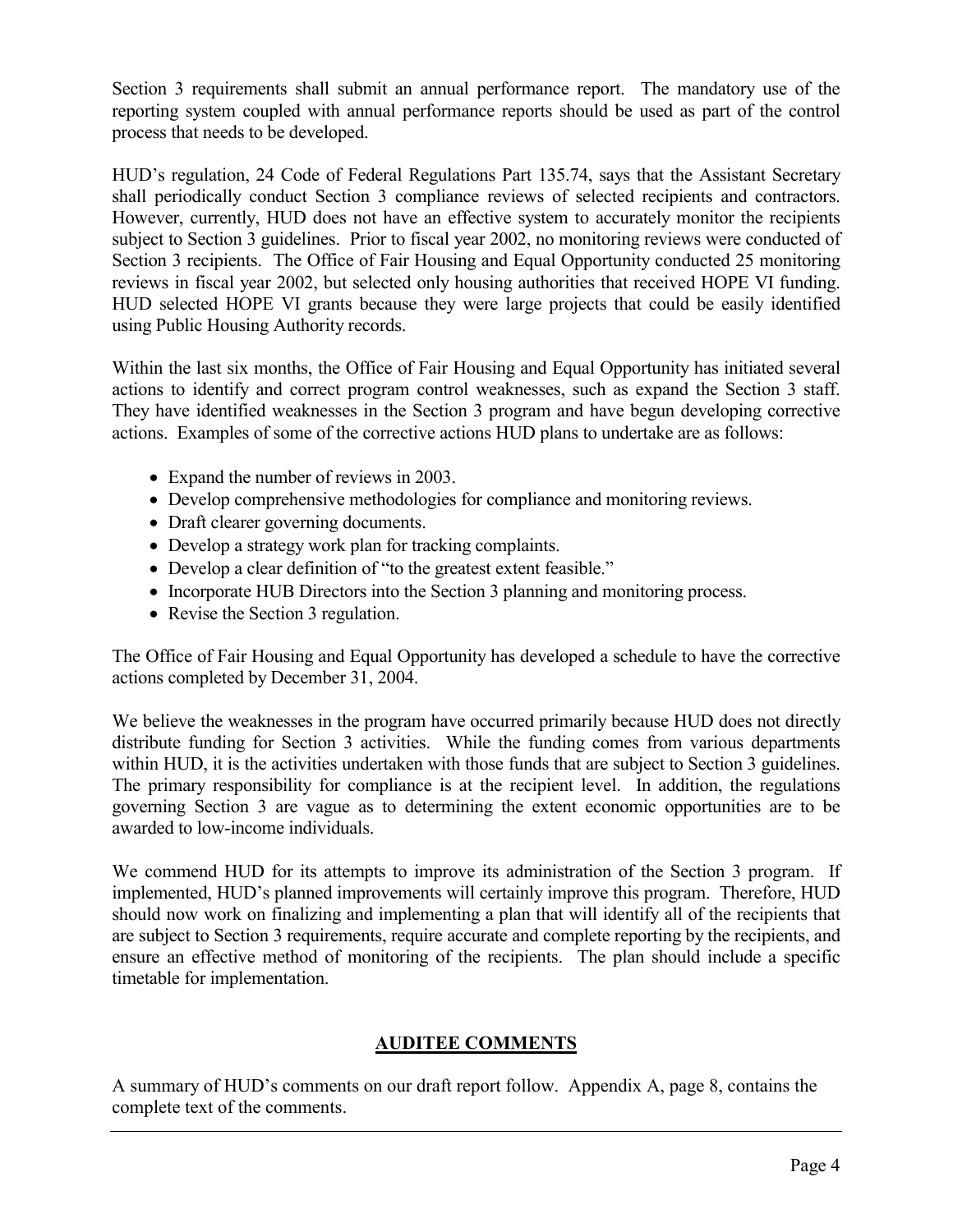Section 3 requirements shall submit an annual performance report. The mandatory use of the reporting system coupled with annual performance reports should be used as part of the control process that needs to be developed.

HUD's regulation, 24 Code of Federal Regulations Part 135.74, says that the Assistant Secretary shall periodically conduct Section 3 compliance reviews of selected recipients and contractors. However, currently, HUD does not have an effective system to accurately monitor the recipients subject to Section 3 guidelines. Prior to fiscal year 2002, no monitoring reviews were conducted of Section 3 recipients. The Office of Fair Housing and Equal Opportunity conducted 25 monitoring reviews in fiscal year 2002, but selected only housing authorities that received HOPE VI funding. HUD selected HOPE VI grants because they were large projects that could be easily identified using Public Housing Authority records.

Within the last six months, the Office of Fair Housing and Equal Opportunity has initiated several actions to identify and correct program control weaknesses, such as expand the Section 3 staff. They have identified weaknesses in the Section 3 program and have begun developing corrective actions. Examples of some of the corrective actions HUD plans to undertake are as follows:

- Expand the number of reviews in 2003.
- Develop comprehensive methodologies for compliance and monitoring reviews.
- Draft clearer governing documents.
- Develop a strategy work plan for tracking complaints.
- Develop a clear definition of "to the greatest extent feasible."
- Incorporate HUB Directors into the Section 3 planning and monitoring process.
- Revise the Section 3 regulation.

The Office of Fair Housing and Equal Opportunity has developed a schedule to have the corrective actions completed by December 31, 2004.

We believe the weaknesses in the program have occurred primarily because HUD does not directly distribute funding for Section 3 activities. While the funding comes from various departments within HUD, it is the activities undertaken with those funds that are subject to Section 3 guidelines. The primary responsibility for compliance is at the recipient level. In addition, the regulations governing Section 3 are vague as to determining the extent economic opportunities are to be awarded to low-income individuals.

We commend HUD for its attempts to improve its administration of the Section 3 program. If implemented, HUD's planned improvements will certainly improve this program. Therefore, HUD should now work on finalizing and implementing a plan that will identify all of the recipients that are subject to Section 3 requirements, require accurate and complete reporting by the recipients, and ensure an effective method of monitoring of the recipients. The plan should include a specific timetable for implementation.

## AUDITEE COMMENTS

A summary of HUD's comments on our draft report follow. Appendix A, page 8, contains the complete text of the comments.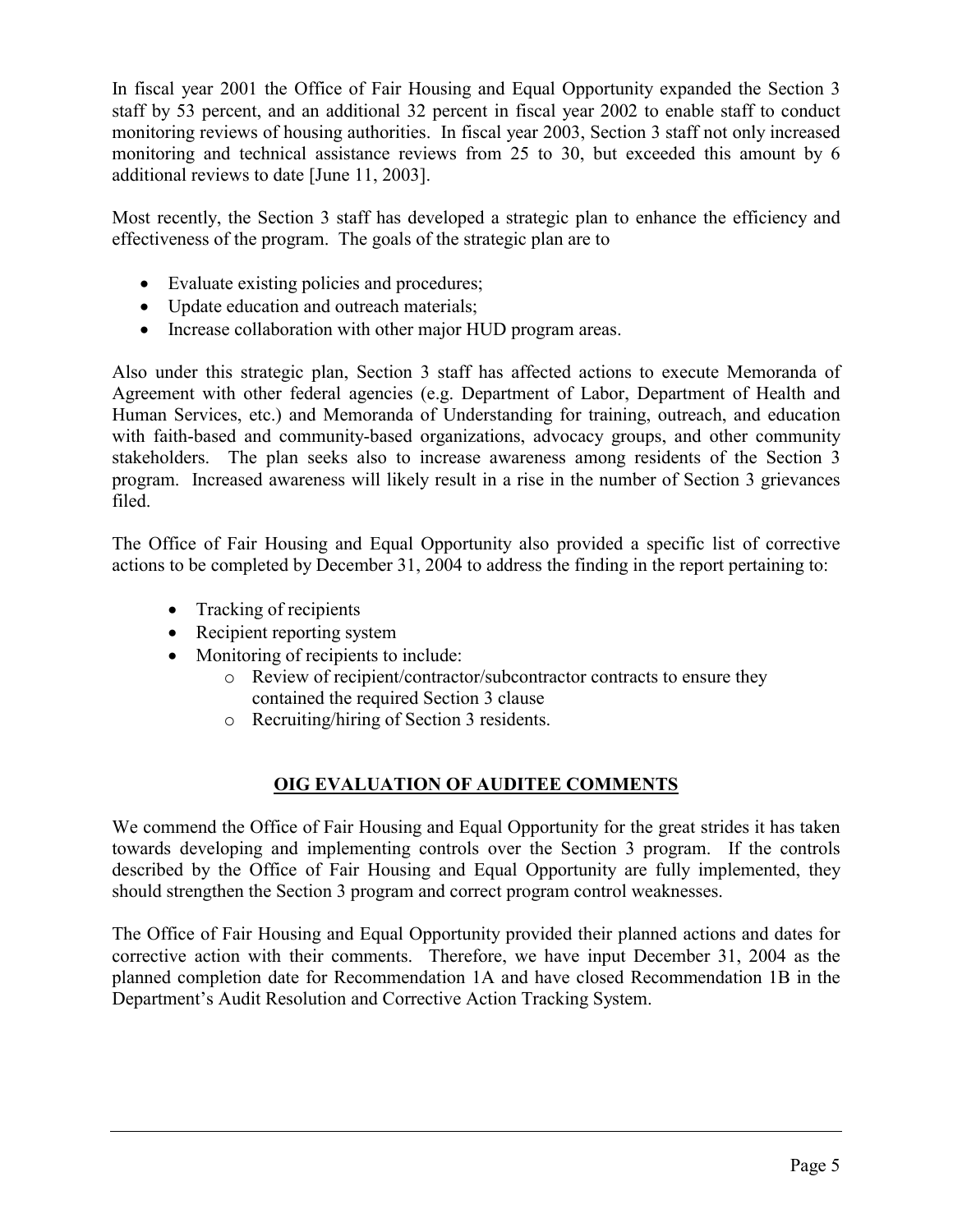In fiscal year 2001 the Office of Fair Housing and Equal Opportunity expanded the Section 3 staff by 53 percent, and an additional 32 percent in fiscal year 2002 to enable staff to conduct monitoring reviews of housing authorities. In fiscal year 2003, Section 3 staff not only increased monitoring and technical assistance reviews from 25 to 30, but exceeded this amount by 6 additional reviews to date [June 11, 2003].

Most recently, the Section 3 staff has developed a strategic plan to enhance the efficiency and effectiveness of the program. The goals of the strategic plan are to

- Evaluate existing policies and procedures;
- Update education and outreach materials;
- Increase collaboration with other major HUD program areas.

Also under this strategic plan, Section 3 staff has affected actions to execute Memoranda of Agreement with other federal agencies (e.g. Department of Labor, Department of Health and Human Services, etc.) and Memoranda of Understanding for training, outreach, and education with faith-based and community-based organizations, advocacy groups, and other community stakeholders. The plan seeks also to increase awareness among residents of the Section 3 program. Increased awareness will likely result in a rise in the number of Section 3 grievances filed.

The Office of Fair Housing and Equal Opportunity also provided a specific list of corrective actions to be completed by December 31, 2004 to address the finding in the report pertaining to:

- Tracking of recipients
- Recipient reporting system
- Monitoring of recipients to include:
    - Review of recipient/contractor/subcontractor contracts to ensure they contained the required Section 3 clause
    - Recruiting/hiring of Section 3 residents.

## OIG EVALUATION OF AUDITEE COMMENTS

We commend the Office of Fair Housing and Equal Opportunity for the great strides it has taken towards developing and implementing controls over the Section 3 program. If the controls described by the Office of Fair Housing and Equal Opportunity are fully implemented, they should strengthen the Section 3 program and correct program control weaknesses.

The Office of Fair Housing and Equal Opportunity provided their planned actions and dates for corrective action with their comments. Therefore, we have input December 31, 2004 as the planned completion date for Recommendation 1A and have closed Recommendation 1B in the Department's Audit Resolution and Corrective Action Tracking System.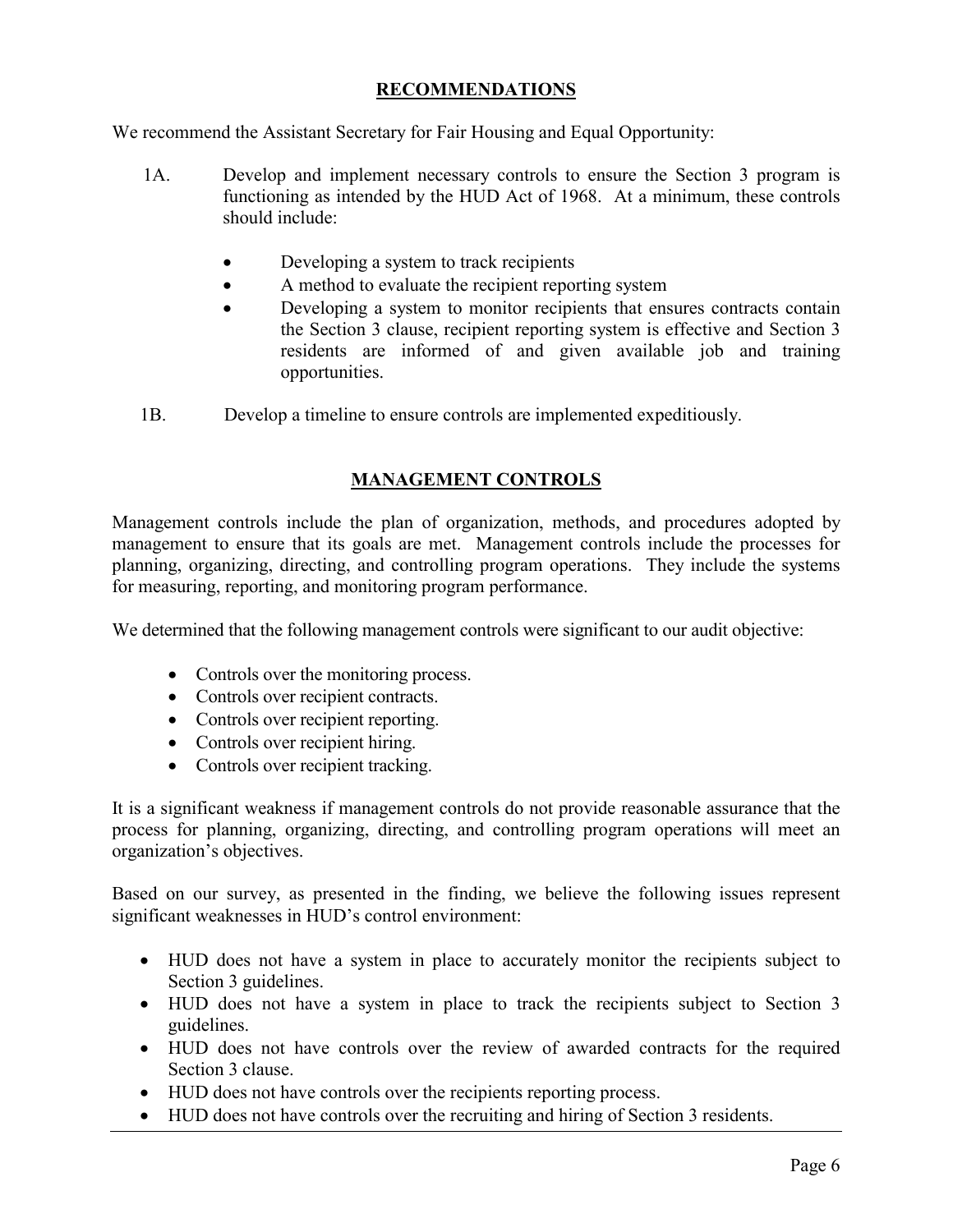## RECOMMENDATIONS

We recommend the Assistant Secretary for Fair Housing and Equal Opportunity:

1A. Develop and implement necessary controls to ensure the Section 3 program is functioning as intended by the HUD Act of 1968. At a minimum, these controls should include:

- Developing a system to track recipients
- A method to evaluate the recipient reporting system
- Developing a system to monitor recipients that ensures contracts contain the Section 3 clause, recipient reporting system is effective and Section 3 residents are informed of and given available job and training opportunities.

1B. Develop a timeline to ensure controls are implemented expeditiously.

## MANAGEMENT CONTROLS

Management controls include the plan of organization, methods, and procedures adopted by management to ensure that its goals are met. Management controls include the processes for planning, organizing, directing, and controlling program operations. They include the systems for measuring, reporting, and monitoring program performance.

We determined that the following management controls were significant to our audit objective:

- Controls over the monitoring process.
- Controls over recipient contracts.
- Controls over recipient reporting.
- Controls over recipient hiring.
- Controls over recipient tracking.

It is a significant weakness if management controls do not provide reasonable assurance that the process for planning, organizing, directing, and controlling program operations will meet an organization's objectives.

Based on our survey, as presented in the finding, we believe the following issues represent significant weaknesses in HUD's control environment:

- HUD does not have a system in place to accurately monitor the recipients subject to Section 3 guidelines.
- HUD does not have a system in place to track the recipients subject to Section 3 guidelines.
- HUD does not have controls over the review of awarded contracts for the required Section 3 clause.
- HUD does not have controls over the recipients reporting process.
- HUD does not have controls over the recruiting and hiring of Section 3 residents.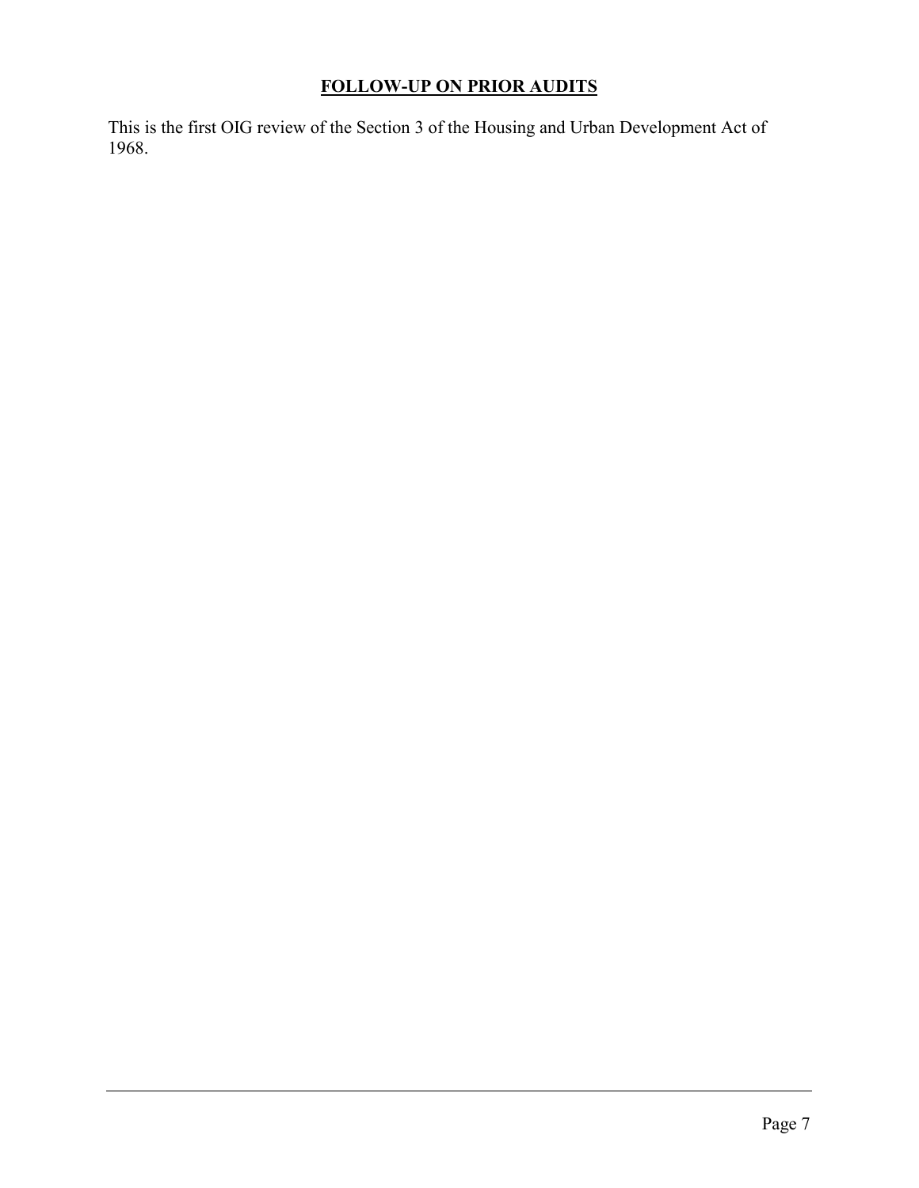## FOLLOW-UP ON PRIOR AUDITS

This is the first OIG review of the Section 3 of the Housing and Urban Development Act of 1968.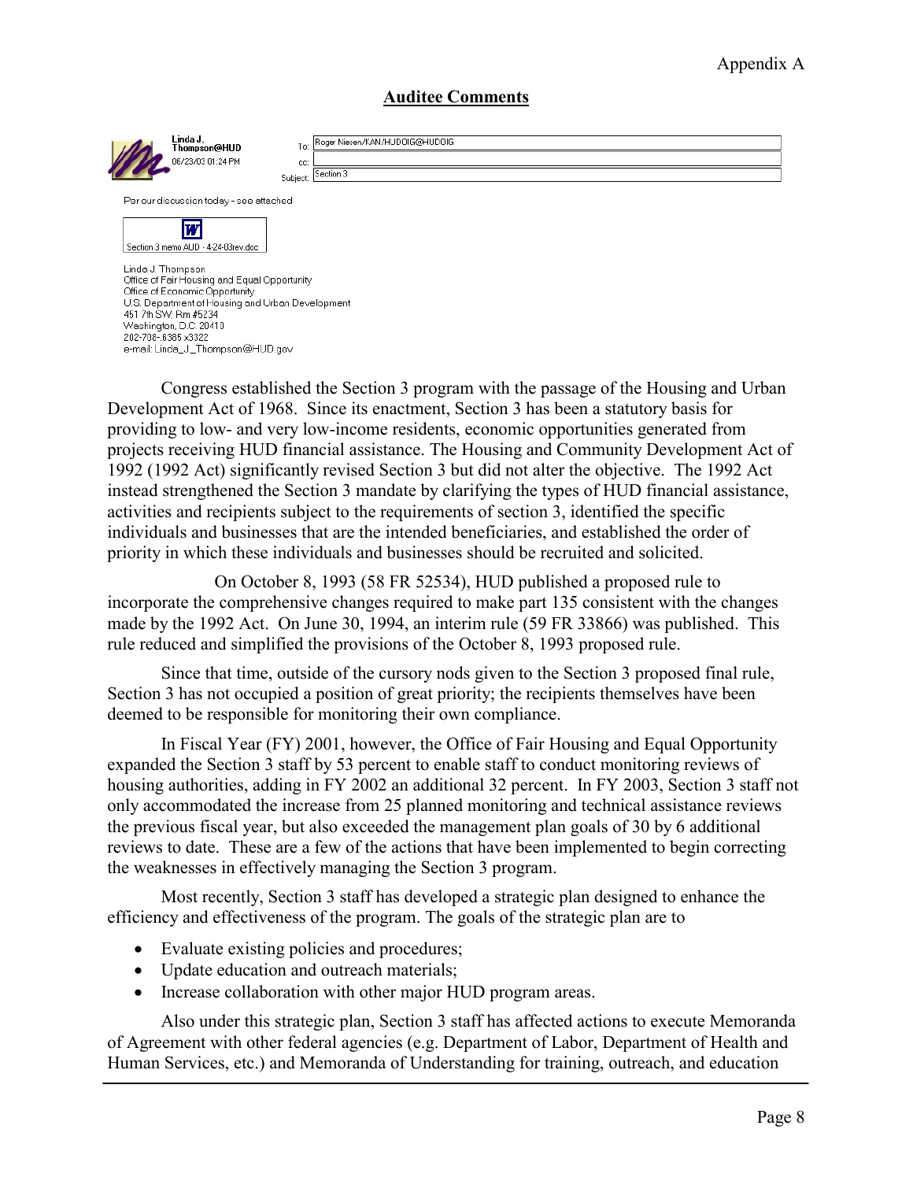Appendix A

## Auditee Comments

**Linda J. Thompson@HUD**
06/23/03 01:24 PM

To: Roger Niesen/KAN/HUDOIG@HUDOIG
cc:
Subject: Section 3

Per our discussion today - see attached

Section 3 memo AUD - 4-24-03rev.doc

Linda J. Thompson
Office of Fair Housing and Equal Opportunity
Office of Economic Opportunity
U.S. Department of Housing and Urban Development
451 7th SW, Rm #5234
Washington, D.C. 20410
202-708-6385 x3322
e-mail: Linda_J._Thompson@HUD.gov

Congress established the Section 3 program with the passage of the Housing and Urban Development Act of 1968. Since its enactment, Section 3 has been a statutory basis for providing to low- and very low-income residents, economic opportunities generated from projects receiving HUD financial assistance. The Housing and Community Development Act of 1992 (1992 Act) significantly revised Section 3 but did not alter the objective. The 1992 Act instead strengthened the Section 3 mandate by clarifying the types of HUD financial assistance, activities and recipients subject to the requirements of section 3, identified the specific individuals and businesses that are the intended beneficiaries, and established the order of priority in which these individuals and businesses should be recruited and solicited.

On October 8, 1993 (58 FR 52534), HUD published a proposed rule to incorporate the comprehensive changes required to make part 135 consistent with the changes made by the 1992 Act. On June 30, 1994, an interim rule (59 FR 33866) was published. This rule reduced and simplified the provisions of the October 8, 1993 proposed rule.

Since that time, outside of the cursory nods given to the Section 3 proposed final rule, Section 3 has not occupied a position of great priority; the recipients themselves have been deemed to be responsible for monitoring their own compliance.

In Fiscal Year (FY) 2001, however, the Office of Fair Housing and Equal Opportunity expanded the Section 3 staff by 53 percent to enable staff to conduct monitoring reviews of housing authorities, adding in FY 2002 an additional 32 percent. In FY 2003, Section 3 staff not only accommodated the increase from 25 planned monitoring and technical assistance reviews the previous fiscal year, but also exceeded the management plan goals of 30 by 6 additional reviews to date. These are a few of the actions that have been implemented to begin correcting the weaknesses in effectively managing the Section 3 program.

Most recently, Section 3 staff has developed a strategic plan designed to enhance the efficiency and effectiveness of the program. The goals of the strategic plan are to

- Evaluate existing policies and procedures;
- Update education and outreach materials;
- Increase collaboration with other major HUD program areas.

Also under this strategic plan, Section 3 staff has affected actions to execute Memoranda of Agreement with other federal agencies (e.g. Department of Labor, Department of Health and Human Services, etc.) and Memoranda of Understanding for training, outreach, and education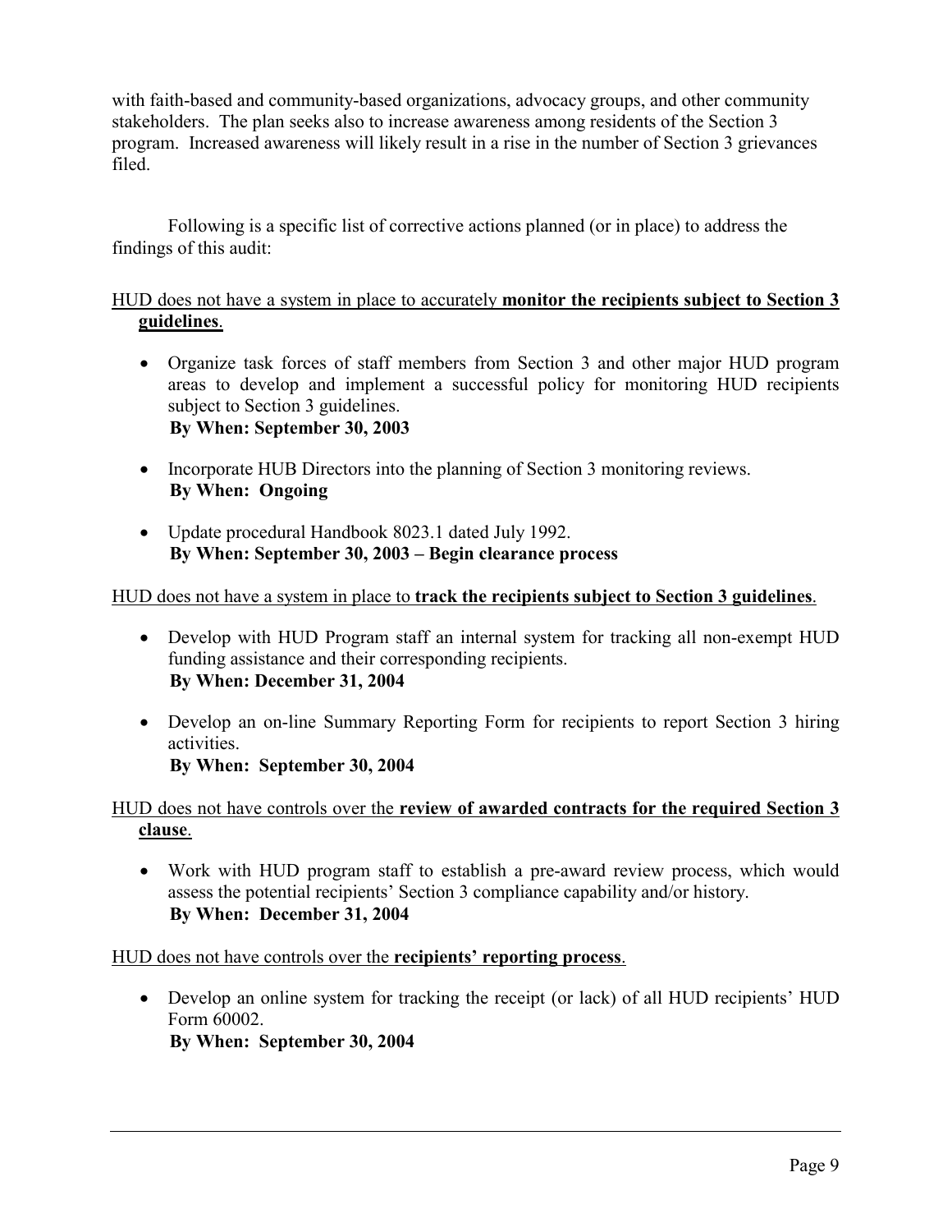with faith-based and community-based organizations, advocacy groups, and other community stakeholders. The plan seeks also to increase awareness among residents of the Section 3 program. Increased awareness will likely result in a rise in the number of Section 3 grievances filed.

Following is a specific list of corrective actions planned (or in place) to address the findings of this audit:

HUD does not have a system in place to accurately **monitor the recipients subject to Section 3 guidelines**.

- Organize task forces of staff members from Section 3 and other major HUD program areas to develop and implement a successful policy for monitoring HUD recipients subject to Section 3 guidelines.
  **By When: September 30, 2003**

- Incorporate HUB Directors into the planning of Section 3 monitoring reviews.
  **By When: Ongoing**

- Update procedural Handbook 8023.1 dated July 1992.
  **By When: September 30, 2003 – Begin clearance process**

HUD does not have a system in place to **track the recipients subject to Section 3 guidelines**.

- Develop with HUD Program staff an internal system for tracking all non-exempt HUD funding assistance and their corresponding recipients.
  **By When: December 31, 2004**

- Develop an on-line Summary Reporting Form for recipients to report Section 3 hiring activities.
  **By When: September 30, 2004**

HUD does not have controls over the **review of awarded contracts for the required Section 3 clause**.

- Work with HUD program staff to establish a pre-award review process, which would assess the potential recipients' Section 3 compliance capability and/or history.
  **By When: December 31, 2004**

HUD does not have controls over the **recipients' reporting process**.

- Develop an online system for tracking the receipt (or lack) of all HUD recipients' HUD Form 60002.
  **By When: September 30, 2004**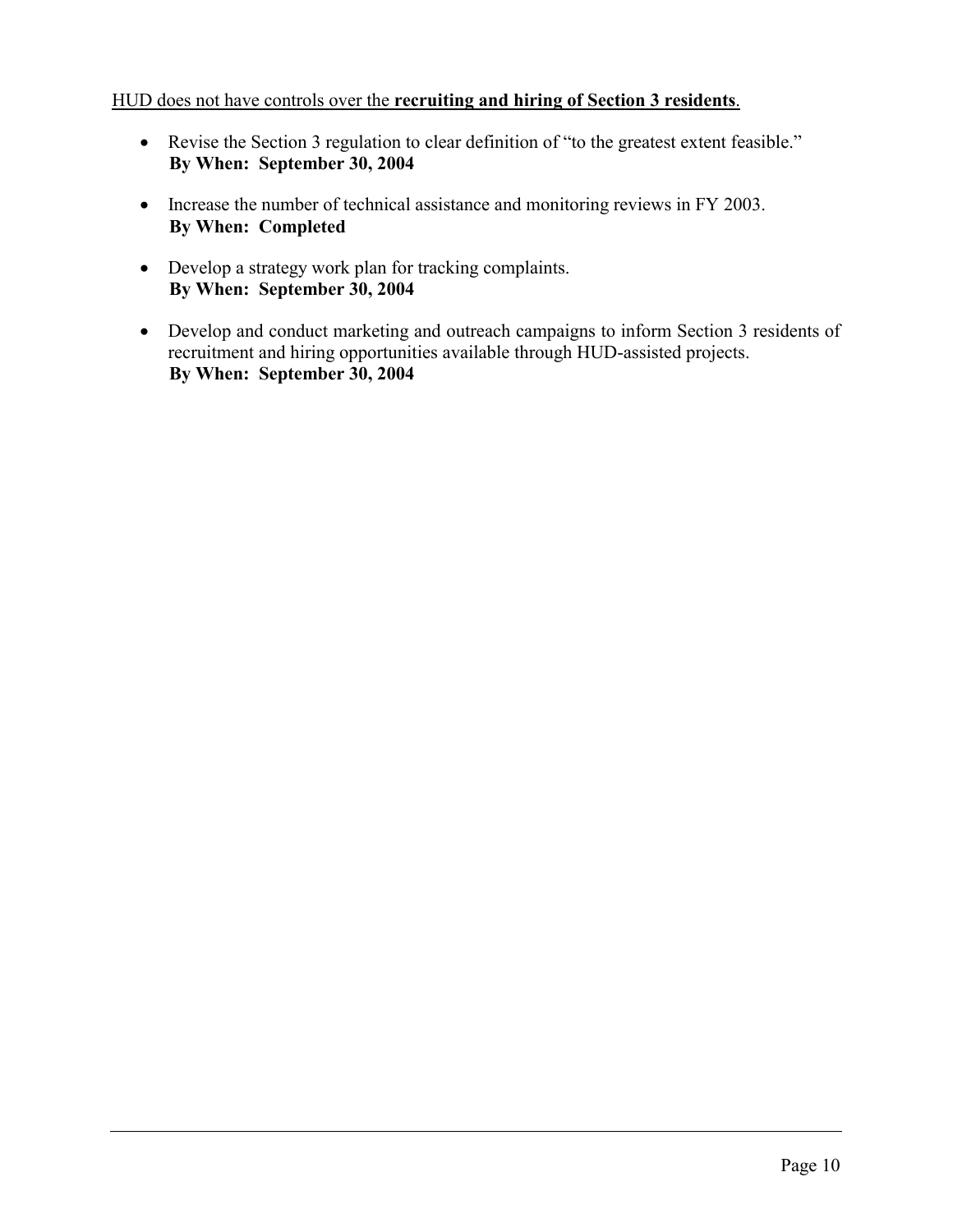HUD does not have controls over the **recruiting and hiring of Section 3 residents**.

- Revise the Section 3 regulation to clear definition of "to the greatest extent feasible."
  **By When: September 30, 2004**

- Increase the number of technical assistance and monitoring reviews in FY 2003.
  **By When: Completed**

- Develop a strategy work plan for tracking complaints.
  **By When: September 30, 2004**

- Develop and conduct marketing and outreach campaigns to inform Section 3 residents of recruitment and hiring opportunities available through HUD-assisted projects.
  **By When: September 30, 2004**